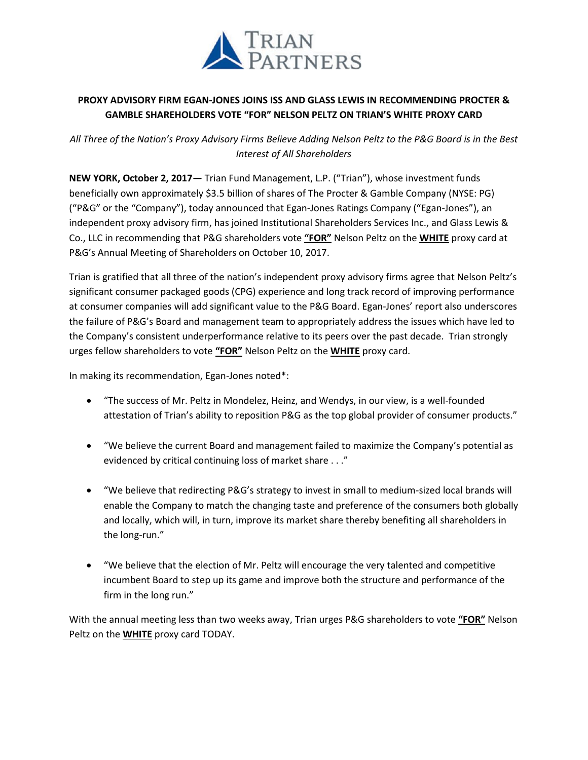**TRIAN PARTNERS**

## PROXY ADVISORY FIRM EGAN-JONES JOINS ISS AND GLASS LEWIS IN RECOMMENDING PROCTER & GAMBLE SHAREHOLDERS VOTE "FOR" NELSON PELTZ ON TRIAN'S WHITE PROXY CARD

*All Three of the Nation's Proxy Advisory Firms Believe Adding Nelson Peltz to the P&G Board is in the Best Interest of All Shareholders*

**NEW YORK, October 2, 2017—** Trian Fund Management, L.P. ("Trian"), whose investment funds beneficially own approximately $3.5 billion of shares of The Procter & Gamble Company (NYSE: PG) ("P&G" or the "Company"), today announced that Egan-Jones Ratings Company ("Egan-Jones"), an independent proxy advisory firm, has joined Institutional Shareholders Services Inc., and Glass Lewis & Co., LLC in recommending that P&G shareholders vote **"FOR"** Nelson Peltz on the **WHITE** proxy card at P&G's Annual Meeting of Shareholders on October 10, 2017.

Trian is gratified that all three of the nation's independent proxy advisory firms agree that Nelson Peltz's significant consumer packaged goods (CPG) experience and long track record of improving performance at consumer companies will add significant value to the P&G Board. Egan-Jones' report also underscores the failure of P&G's Board and management team to appropriately address the issues which have led to the Company's consistent underperformance relative to its peers over the past decade. Trian strongly urges fellow shareholders to vote **"FOR"** Nelson Peltz on the **WHITE** proxy card.

In making its recommendation, Egan-Jones noted*:

- "The success of Mr. Peltz in Mondelez, Heinz, and Wendys, in our view, is a well-founded attestation of Trian's ability to reposition P&G as the top global provider of consumer products."
- "We believe the current Board and management failed to maximize the Company's potential as evidenced by critical continuing loss of market share . . ."
- "We believe that redirecting P&G's strategy to invest in small to medium-sized local brands will enable the Company to match the changing taste and preference of the consumers both globally and locally, which will, in turn, improve its market share thereby benefiting all shareholders in the long-run."
- "We believe that the election of Mr. Peltz will encourage the very talented and competitive incumbent Board to step up its game and improve both the structure and performance of the firm in the long run."

With the annual meeting less than two weeks away, Trian urges P&G shareholders to vote **"FOR"** Nelson Peltz on the **WHITE** proxy card TODAY.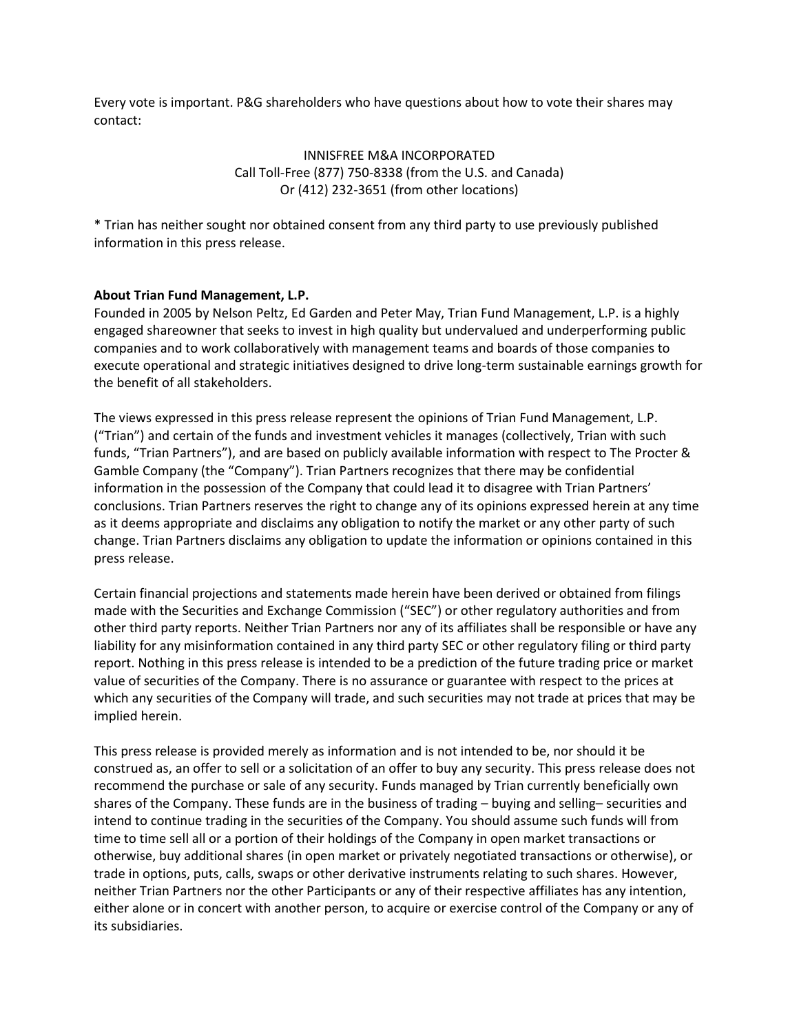Every vote is important. P&G shareholders who have questions about how to vote their shares may contact:

INNISFREE M&A INCORPORATED
Call Toll-Free (877) 750-8338 (from the U.S. and Canada)
Or (412) 232-3651 (from other locations)

* Trian has neither sought nor obtained consent from any third party to use previously published information in this press release.

**About Trian Fund Management, L.P.**
Founded in 2005 by Nelson Peltz, Ed Garden and Peter May, Trian Fund Management, L.P. is a highly engaged shareowner that seeks to invest in high quality but undervalued and underperforming public companies and to work collaboratively with management teams and boards of those companies to execute operational and strategic initiatives designed to drive long-term sustainable earnings growth for the benefit of all stakeholders.

The views expressed in this press release represent the opinions of Trian Fund Management, L.P. ("Trian") and certain of the funds and investment vehicles it manages (collectively, Trian with such funds, "Trian Partners"), and are based on publicly available information with respect to The Procter & Gamble Company (the "Company"). Trian Partners recognizes that there may be confidential information in the possession of the Company that could lead it to disagree with Trian Partners' conclusions. Trian Partners reserves the right to change any of its opinions expressed herein at any time as it deems appropriate and disclaims any obligation to notify the market or any other party of such change. Trian Partners disclaims any obligation to update the information or opinions contained in this press release.

Certain financial projections and statements made herein have been derived or obtained from filings made with the Securities and Exchange Commission ("SEC") or other regulatory authorities and from other third party reports. Neither Trian Partners nor any of its affiliates shall be responsible or have any liability for any misinformation contained in any third party SEC or other regulatory filing or third party report. Nothing in this press release is intended to be a prediction of the future trading price or market value of securities of the Company. There is no assurance or guarantee with respect to the prices at which any securities of the Company will trade, and such securities may not trade at prices that may be implied herein.

This press release is provided merely as information and is not intended to be, nor should it be construed as, an offer to sell or a solicitation of an offer to buy any security. This press release does not recommend the purchase or sale of any security. Funds managed by Trian currently beneficially own shares of the Company. These funds are in the business of trading – buying and selling– securities and intend to continue trading in the securities of the Company. You should assume such funds will from time to time sell all or a portion of their holdings of the Company in open market transactions or otherwise, buy additional shares (in open market or privately negotiated transactions or otherwise), or trade in options, puts, calls, swaps or other derivative instruments relating to such shares. However, neither Trian Partners nor the other Participants or any of their respective affiliates has any intention, either alone or in concert with another person, to acquire or exercise control of the Company or any of its subsidiaries.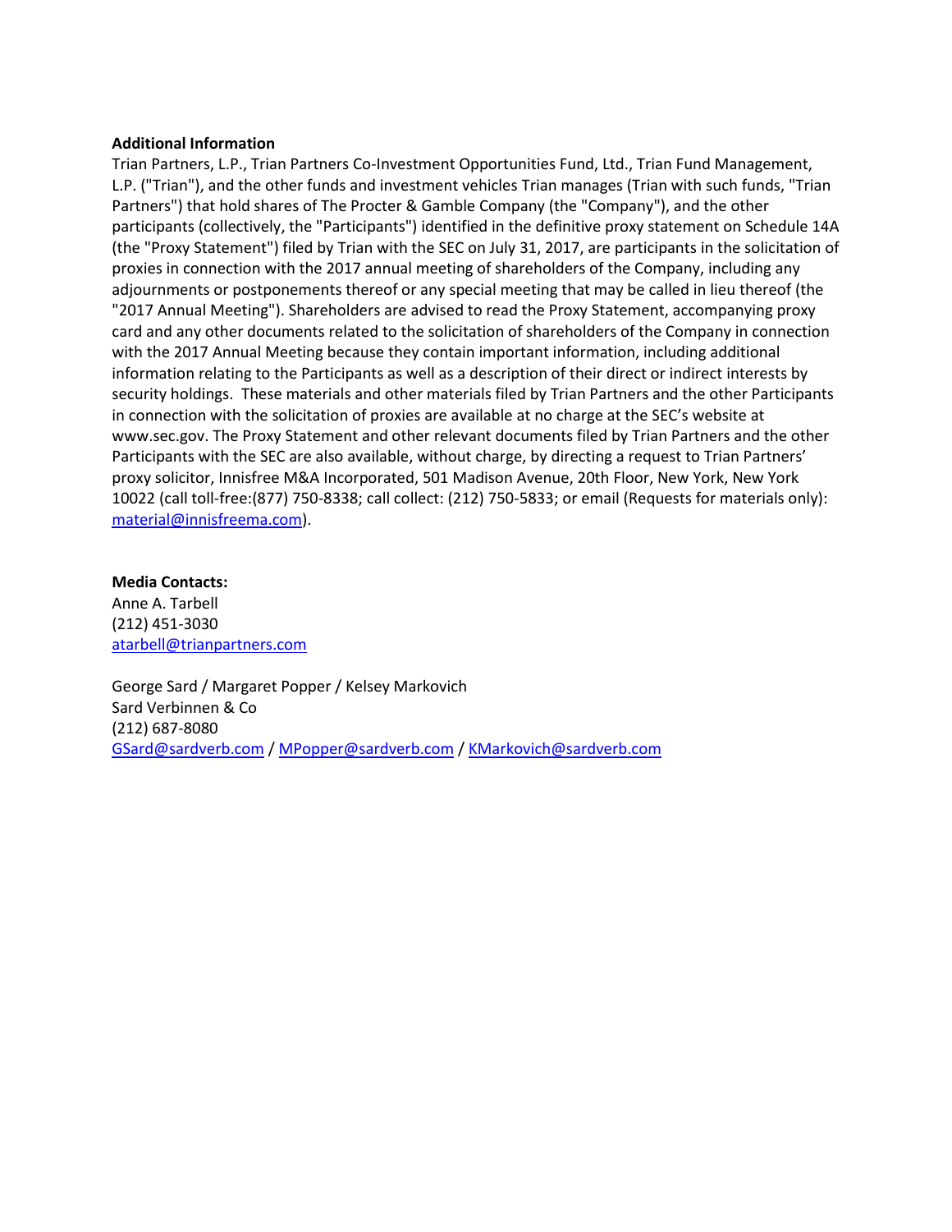**Additional Information**

Trian Partners, L.P., Trian Partners Co-Investment Opportunities Fund, Ltd., Trian Fund Management, L.P. ("Trian"), and the other funds and investment vehicles Trian manages (Trian with such funds, "Trian Partners") that hold shares of The Procter & Gamble Company (the "Company"), and the other participants (collectively, the "Participants") identified in the definitive proxy statement on Schedule 14A (the "Proxy Statement") filed by Trian with the SEC on July 31, 2017, are participants in the solicitation of proxies in connection with the 2017 annual meeting of shareholders of the Company, including any adjournments or postponements thereof or any special meeting that may be called in lieu thereof (the "2017 Annual Meeting"). Shareholders are advised to read the Proxy Statement, accompanying proxy card and any other documents related to the solicitation of shareholders of the Company in connection with the 2017 Annual Meeting because they contain important information, including additional information relating to the Participants as well as a description of their direct or indirect interests by security holdings. These materials and other materials filed by Trian Partners and the other Participants in connection with the solicitation of proxies are available at no charge at the SEC's website at www.sec.gov. The Proxy Statement and other relevant documents filed by Trian Partners and the other Participants with the SEC are also available, without charge, by directing a request to Trian Partners' proxy solicitor, Innisfree M&A Incorporated, 501 Madison Avenue, 20th Floor, New York, New York 10022 (call toll-free:(877) 750-8338; call collect: (212) 750-5833; or email (Requests for materials only): material@innisfreema.com).

**Media Contacts:**

Anne A. Tarbell
(212) 451-3030
atarbell@trianpartners.com

George Sard / Margaret Popper / Kelsey Markovich
Sard Verbinnen & Co
(212) 687-8080
GSard@sardverb.com / MPopper@sardverb.com / KMarkovich@sardverb.com